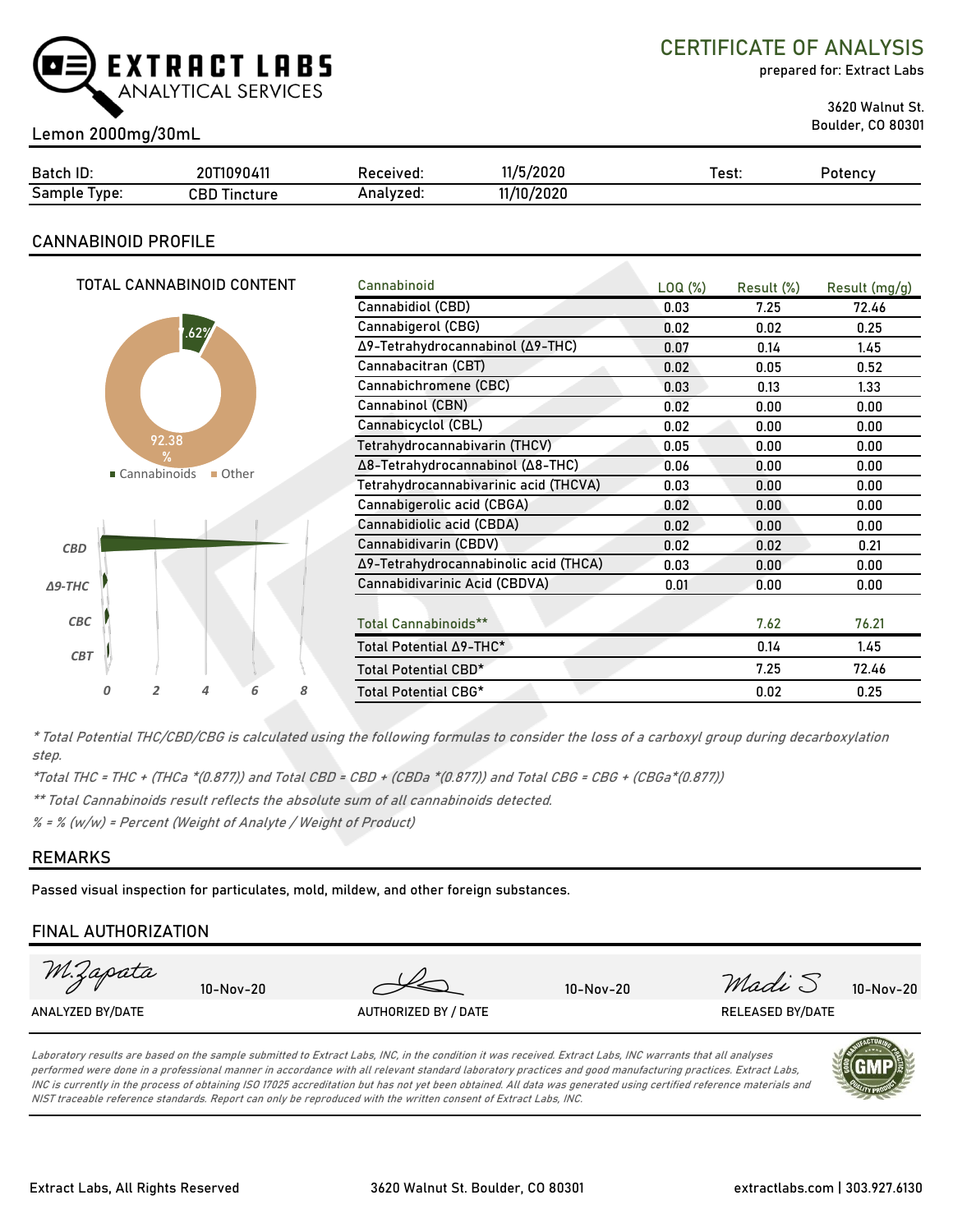EXTRACT LABS
ANALYTICAL SERVICES

# CERTIFICATE OF ANALYSIS

prepared for: Extract Labs

3620 Walnut St.
Boulder, CO 80301

Lemon 2000mg/30mL

| Batch ID: | 20T1090411 | Received: | 11/5/2020 | Test: | Potency |
|---|---|---|---|---|---|
| Sample Type: | CBD Tincture | Analyzed: | 11/10/2020 | | |

## CANNABINOID PROFILE

TOTAL CANNABINOID CONTENT

7.62% Cannabinoids
92.38% Other

| Cannabinoid | LOQ (%) | Result (%) | Result (mg/g) |
|---|---|---|---|
| Cannabidiol (CBD) | 0.03 | 7.25 | 72.46 |
| Cannabigerol (CBG) | 0.02 | 0.02 | 0.25 |
| Δ9-Tetrahydrocannabinol (Δ9-THC) | 0.07 | 0.14 | 1.45 |
| Cannabacitran (CBT) | 0.02 | 0.05 | 0.52 |
| Cannabichromene (CBC) | 0.03 | 0.13 | 1.33 |
| Cannabinol (CBN) | 0.02 | 0.00 | 0.00 |
| Cannabicyclol (CBL) | 0.02 | 0.00 | 0.00 |
| Tetrahydrocannabivarin (THCV) | 0.05 | 0.00 | 0.00 |
| Δ8-Tetrahydrocannabinol (Δ8-THC) | 0.06 | 0.00 | 0.00 |
| Tetrahydrocannabivarinic acid (THCVA) | 0.03 | 0.00 | 0.00 |
| Cannabigerolic acid (CBGA) | 0.02 | 0.00 | 0.00 |
| Cannabidiolic acid (CBDA) | 0.02 | 0.00 | 0.00 |
| Cannabidivarin (CBDV) | 0.02 | 0.02 | 0.21 |
| Δ9-Tetrahydrocannabinolic acid (THCA) | 0.03 | 0.00 | 0.00 |
| Cannabidivarinic Acid (CBDVA) | 0.01 | 0.00 | 0.00 |
| Total Cannabinoids** | | 7.62 | 76.21 |
| Total Potential Δ9-THC* | | 0.14 | 1.45 |
| Total Potential CBD* | | 7.25 | 72.46 |
| Total Potential CBG* | | 0.02 | 0.25 |

*\* Total Potential THC/CBD/CBG is calculated using the following formulas to consider the loss of a carboxyl group during decarboxylation step.*

*\*Total THC = THC + (THCa \*(0.877)) and Total CBD = CBD + (CBDa \*(0.877)) and Total CBG = CBG + (CBGa\*(0.877))*

*\*\* Total Cannabinoids result reflects the absolute sum of all cannabinoids detected.*

*% = % (w/w) = Percent (Weight of Analyte / Weight of Product)*

## REMARKS

Passed visual inspection for particulates, mold, mildew, and other foreign substances.

## FINAL AUTHORIZATION

| M.Zapata 10-Nov-20 | [signature] 10-Nov-20 | Madi S 10-Nov-20 |
|---|---|---|
| ANALYZED BY/DATE | AUTHORIZED BY / DATE | RELEASED BY/DATE |

*Laboratory results are based on the sample submitted to Extract Labs, INC, in the condition it was received. Extract Labs, INC warrants that all analyses performed were done in a professional manner in accordance with all relevant standard laboratory practices and good manufacturing practices. Extract Labs, INC is currently in the process of obtaining ISO 17025 accreditation but has not yet been obtained. All data was generated using certified reference materials and NIST traceable reference standards. Report can only be reproduced with the written consent of Extract Labs, INC.*

Extract Labs, All Rights Reserved | 3620 Walnut St. Boulder, CO 80301 | extractlabs.com | 303.927.6130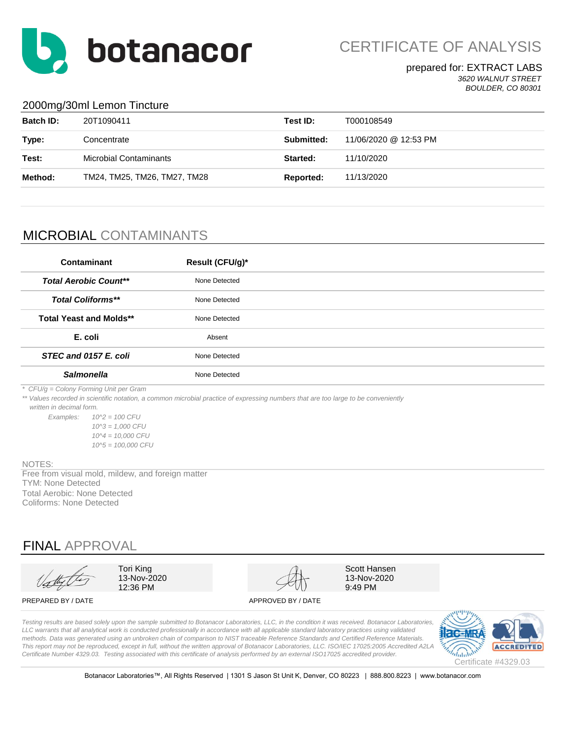# botanacor

# CERTIFICATE OF ANALYSIS

prepared for: EXTRACT LABS
*3620 WALNUT STREET*
*BOULDER, CO 80301*

## 2000mg/30ml Lemon Tincture

| | | | |
|---|---|---|---|
| **Batch ID:** | 20T1090411 | **Test ID:** | T000108549 |
| **Type:** | Concentrate | **Submitted:** | 11/06/2020 @ 12:53 PM |
| **Test:** | Microbial Contaminants | **Started:** | 11/10/2020 |
| **Method:** | TM24, TM25, TM26, TM27, TM28 | **Reported:** | 11/13/2020 |

## MICROBIAL CONTAMINANTS

| Contaminant | Result (CFU/g)* |
|---|---|
| ***Total Aerobic Count**** | None Detected |
| ***Total Coliforms**** | None Detected |
| **Total Yeast and Molds**** | None Detected |
| **E. coli** | Absent |
| ***STEC and 0157 E. coli*** | None Detected |
| ***Salmonella*** | None Detected |

*\* CFU/g = Colony Forming Unit per Gram*

*\*\* Values recorded in scientific notation, a common microbial practice of expressing numbers that are too large to be conveniently written in decimal form.*

*Examples:*
*10^2 = 100 CFU*
*10^3 = 1,000 CFU*
*10^4 = 10,000 CFU*
*10^5 = 100,000 CFU*

NOTES:
Free from visual mold, mildew, and foreign matter
TYM: None Detected
Total Aerobic: None Detected
Coliforms: None Detected

## FINAL APPROVAL

| PREPARED BY / DATE | APPROVED BY / DATE |
|---|---|
| Tori King, 13-Nov-2020, 12:36 PM | Scott Hansen, 13-Nov-2020, 9:49 PM |

*Testing results are based solely upon the sample submitted to Botanacor Laboratories, LLC, in the condition it was received. Botanacor Laboratories, LLC warrants that all analytical work is conducted professionally in accordance with all applicable standard laboratory practices using validated methods. Data was generated using an unbroken chain of comparison to NIST traceable Reference Standards and Certified Reference Materials. This report may not be reproduced, except in full, without the written approval of Botanacor Laboratories, LLC. ISO/IEC 17025:2005 Accredited A2LA Certificate Number 4329.03. Testing associated with this certificate of analysis performed by an external ISO17025 accredited provider.*

Certificate #4329.03

Botanacor Laboratories™, All Rights Reserved | 1301 S Jason St Unit K, Denver, CO 80223 | 888.800.8223 | www.botanacor.com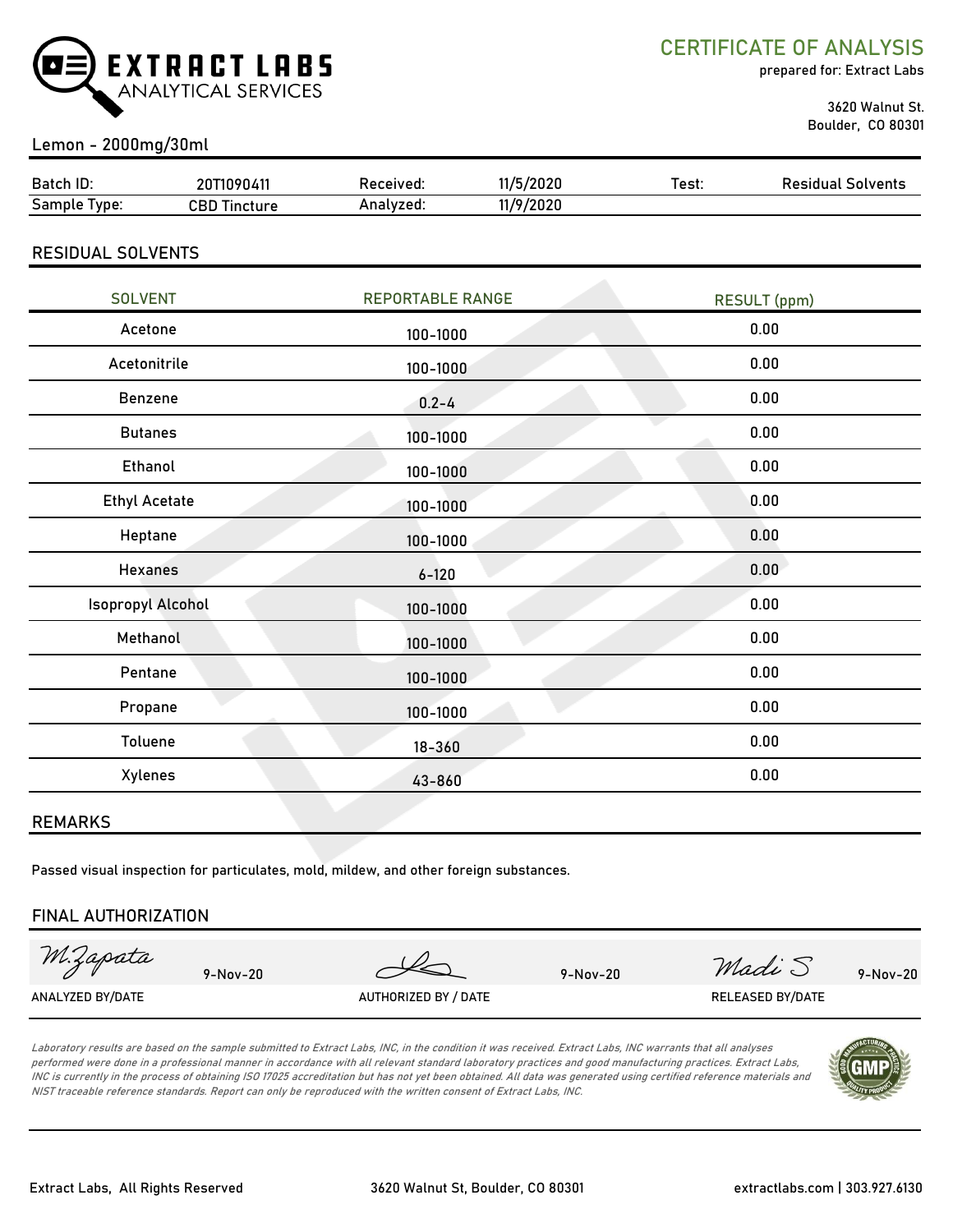**EXTRACT LABS** ANALYTICAL SERVICES

# CERTIFICATE OF ANALYSIS

prepared for: Extract Labs

3620 Walnut St.
Boulder, CO 80301

## Lemon - 2000mg/30ml

| Batch ID: | 20T1090411 | Received: | 11/5/2020 | Test: | Residual Solvents |
|---|---|---|---|---|---|
| Sample Type: | CBD Tincture | Analyzed: | 11/9/2020 | | |

## RESIDUAL SOLVENTS

| SOLVENT | REPORTABLE RANGE | RESULT (ppm) |
|---|---|---|
| Acetone | 100-1000 | 0.00 |
| Acetonitrile | 100-1000 | 0.00 |
| Benzene | 0.2-4 | 0.00 |
| Butanes | 100-1000 | 0.00 |
| Ethanol | 100-1000 | 0.00 |
| Ethyl Acetate | 100-1000 | 0.00 |
| Heptane | 100-1000 | 0.00 |
| Hexanes | 6-120 | 0.00 |
| Isopropyl Alcohol | 100-1000 | 0.00 |
| Methanol | 100-1000 | 0.00 |
| Pentane | 100-1000 | 0.00 |
| Propane | 100-1000 | 0.00 |
| Toluene | 18-360 | 0.00 |
| Xylenes | 43-860 | 0.00 |

## REMARKS

Passed visual inspection for particulates, mold, mildew, and other foreign substances.

## FINAL AUTHORIZATION

| M.Zapata 9-Nov-20 | (signature) 9-Nov-20 | Madi S 9-Nov-20 |
|---|---|---|
| ANALYZED BY/DATE | AUTHORIZED BY / DATE | RELEASED BY/DATE |

*Laboratory results are based on the sample submitted to Extract Labs, INC, in the condition it was received. Extract Labs, INC warrants that all analyses performed were done in a professional manner in accordance with all relevant standard laboratory practices and good manufacturing practices. Extract Labs, INC is currently in the process of obtaining ISO 17025 accreditation but has not yet been obtained. All data was generated using certified reference materials and NIST traceable reference standards. Report can only be reproduced with the written consent of Extract Labs, INC.*

Extract Labs, All Rights Reserved | 3620 Walnut St, Boulder, CO 80301 | extractlabs.com | 303.927.6130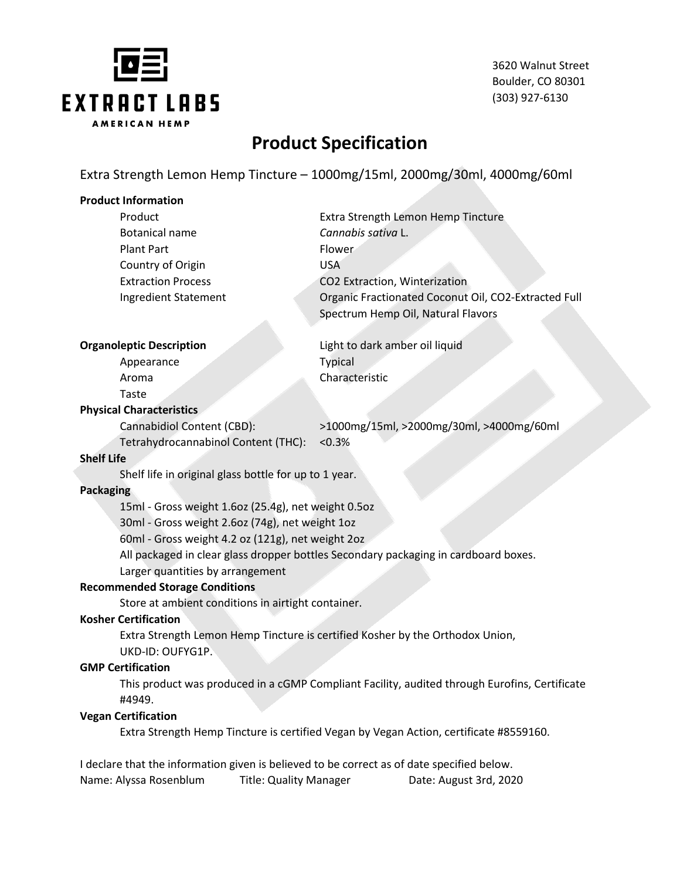EXTRACT LABS
AMERICAN HEMP

3620 Walnut Street
Boulder, CO 80301
(303) 927-6130

# Product Specification

Extra Strength Lemon Hemp Tincture – 1000mg/15ml, 2000mg/30ml, 4000mg/60ml

**Product Information**

| | |
|---|---|
| Product | Extra Strength Lemon Hemp Tincture |
| Botanical name | *Cannabis sativa* L. |
| Plant Part | Flower |
| Country of Origin | USA |
| Extraction Process | $CO_2$ Extraction, Winterization |
| Ingredient Statement | Organic Fractionated Coconut Oil, $CO_2$-Extracted Full Spectrum Hemp Oil, Natural Flavors |

**Organoleptic Description** — Light to dark amber oil liquid

| | |
|---|---|
| Appearance | Typical |
| Aroma | Characteristic |
| Taste | |

**Physical Characteristics**

| | |
|---|---|
| Cannabidiol Content (CBD): | >1000mg/15ml, >2000mg/30ml, >4000mg/60ml |
| Tetrahydrocannabinol Content (THC): | <0.3% |

**Shelf Life**

Shelf life in original glass bottle for up to 1 year.

**Packaging**

15ml - Gross weight 1.6oz (25.4g), net weight 0.5oz
30ml - Gross weight 2.6oz (74g), net weight 1oz
60ml - Gross weight 4.2 oz (121g), net weight 2oz
All packaged in clear glass dropper bottles Secondary packaging in cardboard boxes.
Larger quantities by arrangement

**Recommended Storage Conditions**

Store at ambient conditions in airtight container.

**Kosher Certification**

Extra Strength Lemon Hemp Tincture is certified Kosher by the Orthodox Union, UKD-ID: OUFYG1P.

**GMP Certification**

This product was produced in a cGMP Compliant Facility, audited through Eurofins, Certificate #4949.

**Vegan Certification**

Extra Strength Hemp Tincture is certified Vegan by Vegan Action, certificate #8559160.

I declare that the information given is believed to be correct as of date specified below.
Name: Alyssa Rosenblum Title: Quality Manager Date: August 3rd, 2020